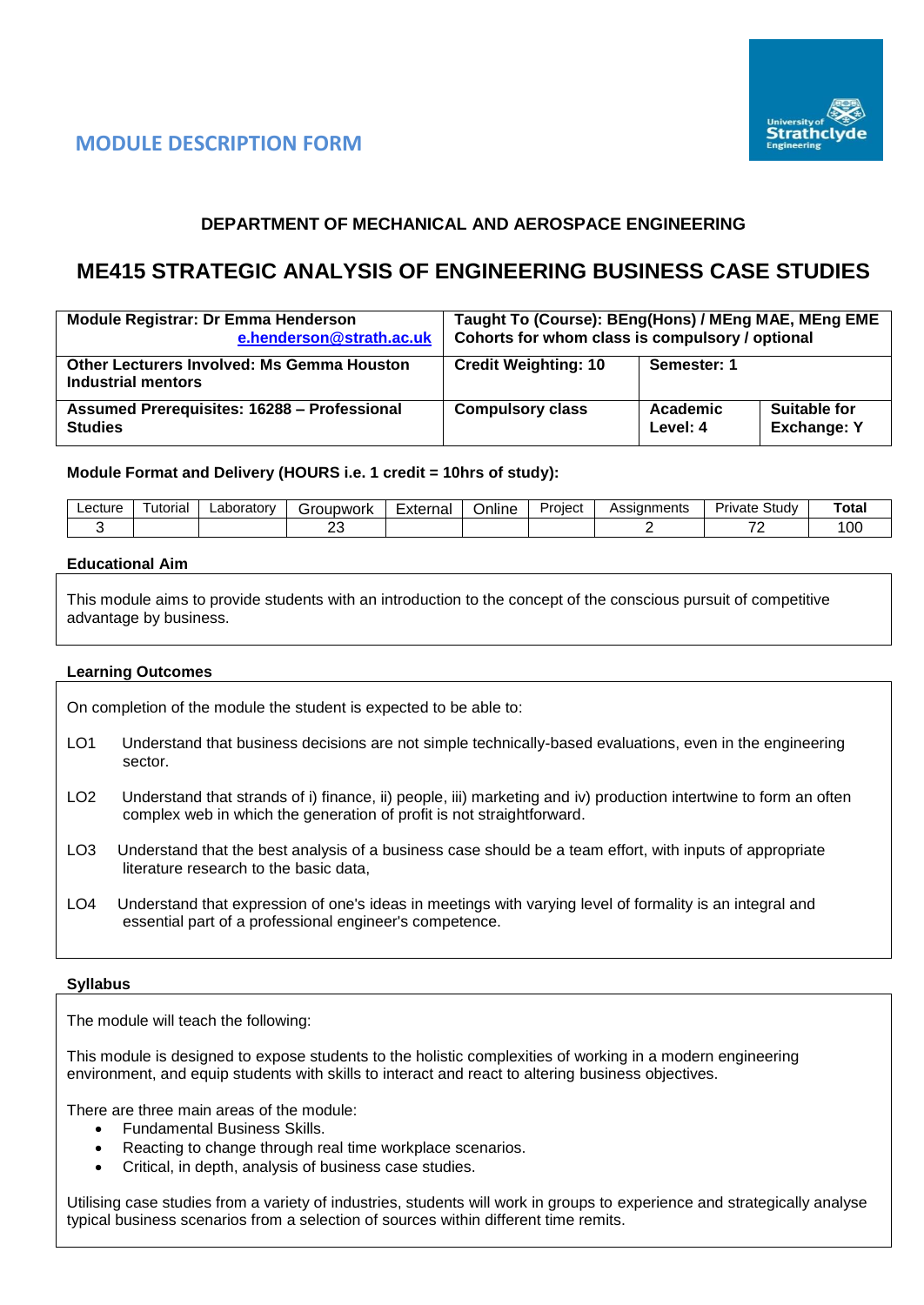## MODULE DESCRIPTION FORM

### DEPARTMENT OF MECHANICAL AND AEROSPACE ENGINEERING

# ME415 STRATEGIC ANALYSIS OF ENGINEERING BUSINESS CASE STUDIES

| **Module Registrar: Dr Emma Henderson** e.henderson@strath.ac.uk | **Taught To (Course): BEng(Hons) / MEng MAE, MEng EME Cohorts for whom class is compulsory / optional** | |
|---|---|---|
| **Other Lecturers Involved: Ms Gemma Houston Industrial mentors** | **Credit Weighting: 10** | **Semester: 1** |
| **Assumed Prerequisites: 16288 – Professional Studies** | **Compulsory class** | **Academic Level: 4** / **Suitable for Exchange: Y** |

**Module Format and Delivery (HOURS i.e. 1 credit = 10hrs of study):**

| Lecture | Tutorial | Laboratory | Groupwork | External | Online | Project | Assignments | Private Study | **Total** |
|---|---|---|---|---|---|---|---|---|---|
| 3 | | | 23 | | | | 2 | 72 | 100 |

**Educational Aim**

This module aims to provide students with an introduction to the concept of the conscious pursuit of competitive advantage by business.

**Learning Outcomes**

On completion of the module the student is expected to be able to:

LO1 Understand that business decisions are not simple technically-based evaluations, even in the engineering sector.

LO2 Understand that strands of i) finance, ii) people, iii) marketing and iv) production intertwine to form an often complex web in which the generation of profit is not straightforward.

LO3 Understand that the best analysis of a business case should be a team effort, with inputs of appropriate literature research to the basic data,

LO4 Understand that expression of one's ideas in meetings with varying level of formality is an integral and essential part of a professional engineer's competence.

**Syllabus**

The module will teach the following:

This module is designed to expose students to the holistic complexities of working in a modern engineering environment, and equip students with skills to interact and react to altering business objectives.

There are three main areas of the module:

- Fundamental Business Skills.
- Reacting to change through real time workplace scenarios.
- Critical, in depth, analysis of business case studies.

Utilising case studies from a variety of industries, students will work in groups to experience and strategically analyse typical business scenarios from a selection of sources within different time remits.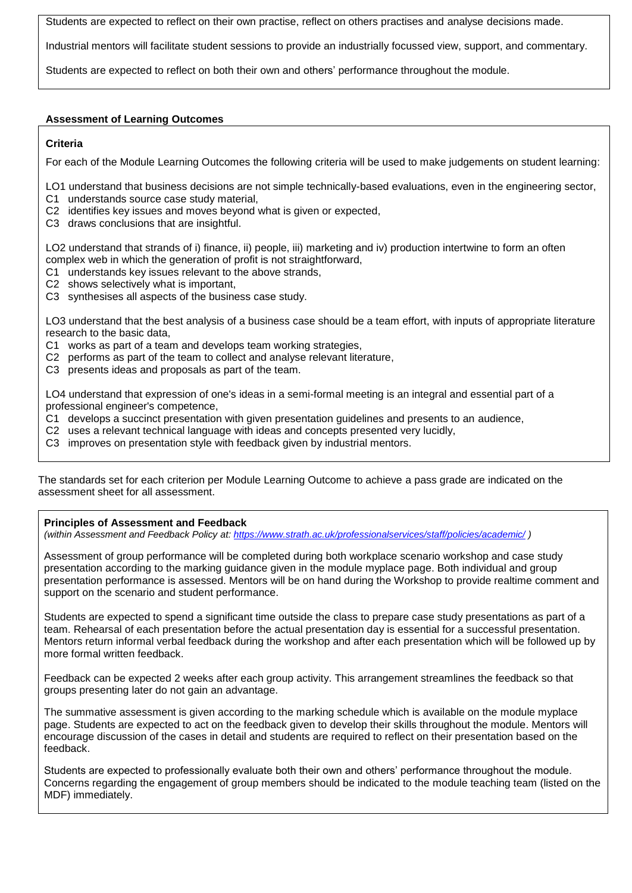Students are expected to reflect on their own practise, reflect on others practises and analyse decisions made.

Industrial mentors will facilitate student sessions to provide an industrially focussed view, support, and commentary.

Students are expected to reflect on both their own and others' performance throughout the module.

**Assessment of Learning Outcomes**

**Criteria**

For each of the Module Learning Outcomes the following criteria will be used to make judgements on student learning:

LO1 understand that business decisions are not simple technically-based evaluations, even in the engineering sector,
- C1 understands source case study material,
- C2 identifies key issues and moves beyond what is given or expected,
- C3 draws conclusions that are insightful.

LO2 understand that strands of i) finance, ii) people, iii) marketing and iv) production intertwine to form an often complex web in which the generation of profit is not straightforward,
- C1 understands key issues relevant to the above strands,
- C2 shows selectively what is important,
- C3 synthesises all aspects of the business case study.

LO3 understand that the best analysis of a business case should be a team effort, with inputs of appropriate literature research to the basic data,
- C1 works as part of a team and develops team working strategies,
- C2 performs as part of the team to collect and analyse relevant literature,
- C3 presents ideas and proposals as part of the team.

LO4 understand that expression of one's ideas in a semi-formal meeting is an integral and essential part of a professional engineer's competence,
- C1 develops a succinct presentation with given presentation guidelines and presents to an audience,
- C2 uses a relevant technical language with ideas and concepts presented very lucidly,
- C3 improves on presentation style with feedback given by industrial mentors.

The standards set for each criterion per Module Learning Outcome to achieve a pass grade are indicated on the assessment sheet for all assessment.

**Principles of Assessment and Feedback**

*(within Assessment and Feedback Policy at: https://www.strath.ac.uk/professionalservices/staff/policies/academic/ )*

Assessment of group performance will be completed during both workplace scenario workshop and case study presentation according to the marking guidance given in the module myplace page. Both individual and group presentation performance is assessed. Mentors will be on hand during the Workshop to provide realtime comment and support on the scenario and student performance.

Students are expected to spend a significant time outside the class to prepare case study presentations as part of a team. Rehearsal of each presentation before the actual presentation day is essential for a successful presentation. Mentors return informal verbal feedback during the workshop and after each presentation which will be followed up by more formal written feedback.

Feedback can be expected 2 weeks after each group activity. This arrangement streamlines the feedback so that groups presenting later do not gain an advantage.

The summative assessment is given according to the marking schedule which is available on the module myplace page. Students are expected to act on the feedback given to develop their skills throughout the module. Mentors will encourage discussion of the cases in detail and students are required to reflect on their presentation based on the feedback.

Students are expected to professionally evaluate both their own and others' performance throughout the module. Concerns regarding the engagement of group members should be indicated to the module teaching team (listed on the MDF) immediately.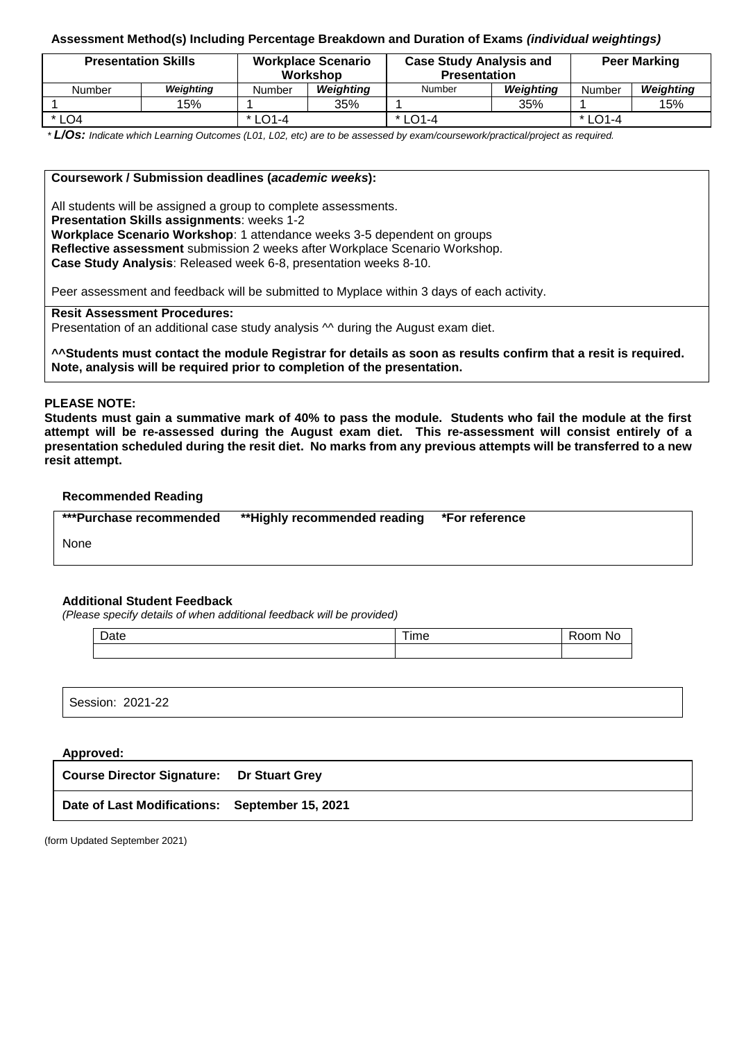**Assessment Method(s) Including Percentage Breakdown and Duration of Exams *(individual weightings)***

| Presentation Skills | | Workplace Scenario Workshop | | Case Study Analysis and Presentation | | Peer Marking | |
|---|---|---|---|---|---|---|---|
| Number | ***Weighting*** | Number | ***Weighting*** | Number | ***Weighting*** | Number | ***Weighting*** |
| 1 | 15% | 1 | 35% | 1 | 35% | 1 | 15% |
| * LO4 | | * LO1-4 | | * LO1-4 | | * LO1-4 | |

* ***L/Os:*** *Indicate which Learning Outcomes (L01, L02, etc) are to be assessed by exam/coursework/practical/project as required.*

**Coursework / Submission deadlines (*academic weeks*):**

All students will be assigned a group to complete assessments.
**Presentation Skills assignments**: weeks 1-2
**Workplace Scenario Workshop**: 1 attendance weeks 3-5 dependent on groups
**Reflective assessment** submission 2 weeks after Workplace Scenario Workshop.
**Case Study Analysis**: Released week 6-8, presentation weeks 8-10.

Peer assessment and feedback will be submitted to Myplace within 3 days of each activity.

**Resit Assessment Procedures:**
Presentation of an additional case study analysis ^^ during the August exam diet.

**^^Students must contact the module Registrar for details as soon as results confirm that a resit is required. Note, analysis will be required prior to completion of the presentation.**

**PLEASE NOTE:**
**Students must gain a summative mark of 40% to pass the module. Students who fail the module at the first attempt will be re-assessed during the August exam diet. This re-assessment will consist entirely of a presentation scheduled during the resit diet. No marks from any previous attempts will be transferred to a new resit attempt.**

**Recommended Reading**

**\*\*\*Purchase recommended  \*\*Highly recommended reading  \*For reference**

None

**Additional Student Feedback**
*(Please specify details of when additional feedback will be provided)*

| Date | Time | Room No |
|---|---|---|
| | | |

Session: 2021-22

**Approved:**

**Course Director Signature: Dr Stuart Grey**

**Date of Last Modifications: September 15, 2021**

(form Updated September 2021)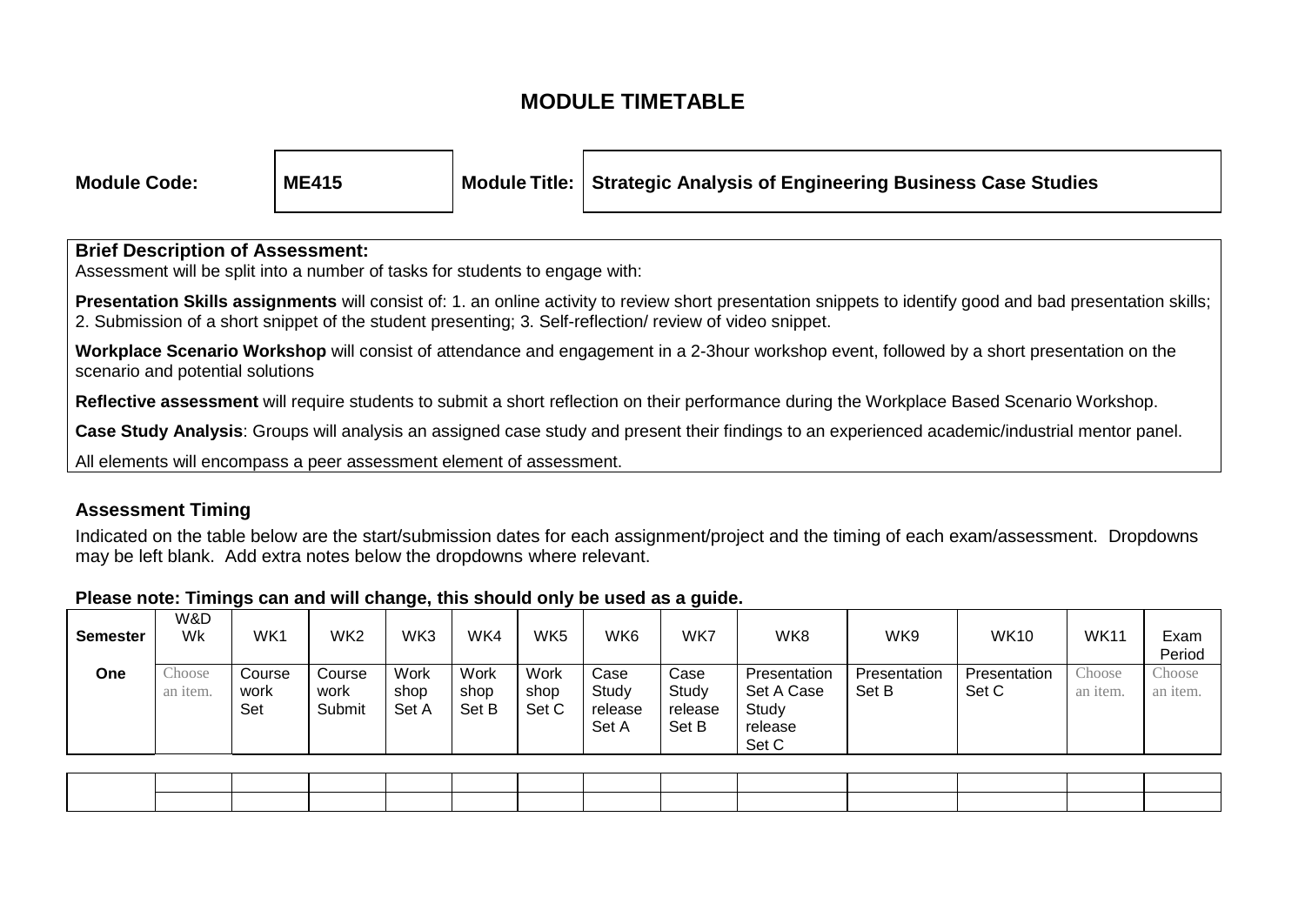# MODULE TIMETABLE

| | | | |
|---|---|---|---|
| **Module Code:** | **ME415** | **Module Title:** | **Strategic Analysis of Engineering Business Case Studies** |

**Brief Description of Assessment:**
Assessment will be split into a number of tasks for students to engage with:

**Presentation Skills assignments** will consist of: 1. an online activity to review short presentation snippets to identify good and bad presentation skills; 2. Submission of a short snippet of the student presenting; 3. Self-reflection/ review of video snippet.

**Workplace Scenario Workshop** will consist of attendance and engagement in a 2-3hour workshop event, followed by a short presentation on the scenario and potential solutions

**Reflective assessment** will require students to submit a short reflection on their performance during the Workplace Based Scenario Workshop.

**Case Study Analysis**: Groups will analysis an assigned case study and present their findings to an experienced academic/industrial mentor panel.

All elements will encompass a peer assessment element of assessment.

## Assessment Timing

Indicated on the table below are the start/submission dates for each assignment/project and the timing of each exam/assessment. Dropdowns may be left blank. Add extra notes below the dropdowns where relevant.

**Please note: Timings can and will change, this should only be used as a guide.**

| Semester | W&D Wk | WK1 | WK2 | WK3 | WK4 | WK5 | WK6 | WK7 | WK8 | WK9 | WK10 | WK11 | Exam Period |
|---|---|---|---|---|---|---|---|---|---|---|---|---|---|
| **One** | Choose an item. | Course work Set | Course work Submit | Work shop Set A | Work shop Set B | Work shop Set C | Case Study release Set A | Case Study release Set B | Presentation Set A Case Study release Set C | Presentation Set B | Presentation Set C | Choose an item. | Choose an item. |

| | | | | | | | | | | | | | |
|---|---|---|---|---|---|---|---|---|---|---|---|---|---|
| | | | | | | | | | | | | | |